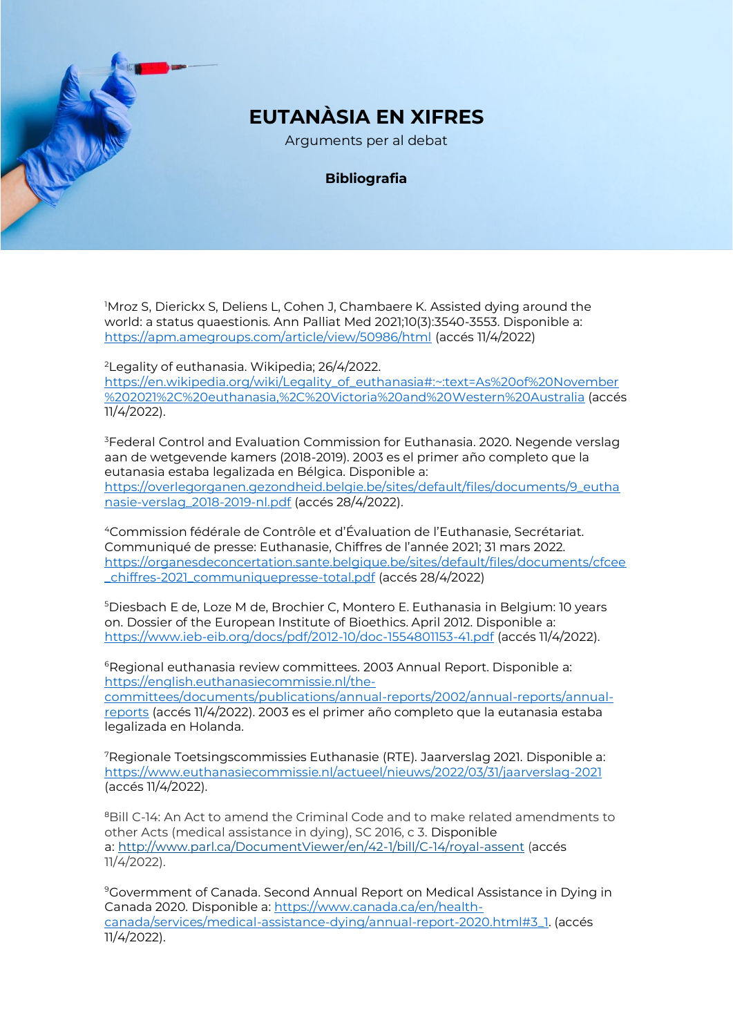# EUTANÀSIA EN XIFRES

Arguments per al debat

**Bibliografia**

[1]Mroz S, Dierickx S, Deliens L, Cohen J, Chambaere K. Assisted dying around the world: a status quaestionis. Ann Palliat Med 2021;10(3):3540-3553. Disponible a: https://apm.amegroups.com/article/view/50986/html (accés 11/4/2022)

[2]Legality of euthanasia. Wikipedia; 26/4/2022. https://en.wikipedia.org/wiki/Legality_of_euthanasia#:~:text=As%20of%20November%202021%2C%20euthanasia,%2C%20Victoria%20and%20Western%20Australia (accés 11/4/2022).

[3]Federal Control and Evaluation Commission for Euthanasia. 2020. Negende verslag aan de wetgevende kamers (2018-2019). 2003 es el primer año completo que la eutanasia estaba legalizada en Bélgica. Disponible a: https://overlegorganen.gezondheid.belgie.be/sites/default/files/documents/9_euthanasie-verslag_2018-2019-nl.pdf (accés 28/4/2022).

[4]Commission fédérale de Contrôle et d'Évaluation de l'Euthanasie, Secrétariat. Communiqué de presse: Euthanasie, Chiffres de l'année 2021; 31 mars 2022. https://organesdeconcertation.sante.belgique.be/sites/default/files/documents/cfcee_chiffres-2021_communiquepresse-total.pdf (accés 28/4/2022)

[5]Diesbach E de, Loze M de, Brochier C, Montero E. Euthanasia in Belgium: 10 years on. Dossier of the European Institute of Bioethics. April 2012. Disponible a: https://www.ieb-eib.org/docs/pdf/2012-10/doc-1554801153-41.pdf (accés 11/4/2022).

[6]Regional euthanasia review committees. 2003 Annual Report. Disponible a: https://english.euthanasiecommissie.nl/the-committees/documents/publications/annual-reports/2002/annual-reports/annual-reports (accés 11/4/2022). 2003 es el primer año completo que la eutanasia estaba legalizada en Holanda.

[7]Regionale Toetsingscommissies Euthanasie (RTE). Jaarverslag 2021. Disponible a: https://www.euthanasiecommissie.nl/actueel/nieuws/2022/03/31/jaarverslag-2021 (accés 11/4/2022).

[8]Bill C-14: An Act to amend the Criminal Code and to make related amendments to other Acts (medical assistance in dying), SC 2016, c 3. Disponible a: http://www.parl.ca/DocumentViewer/en/42-1/bill/C-14/royal-assent (accés 11/4/2022).

[9]Govermment of Canada. Second Annual Report on Medical Assistance in Dying in Canada 2020. Disponible a: https://www.canada.ca/en/health-canada/services/medical-assistance-dying/annual-report-2020.html#3_1. (accés 11/4/2022).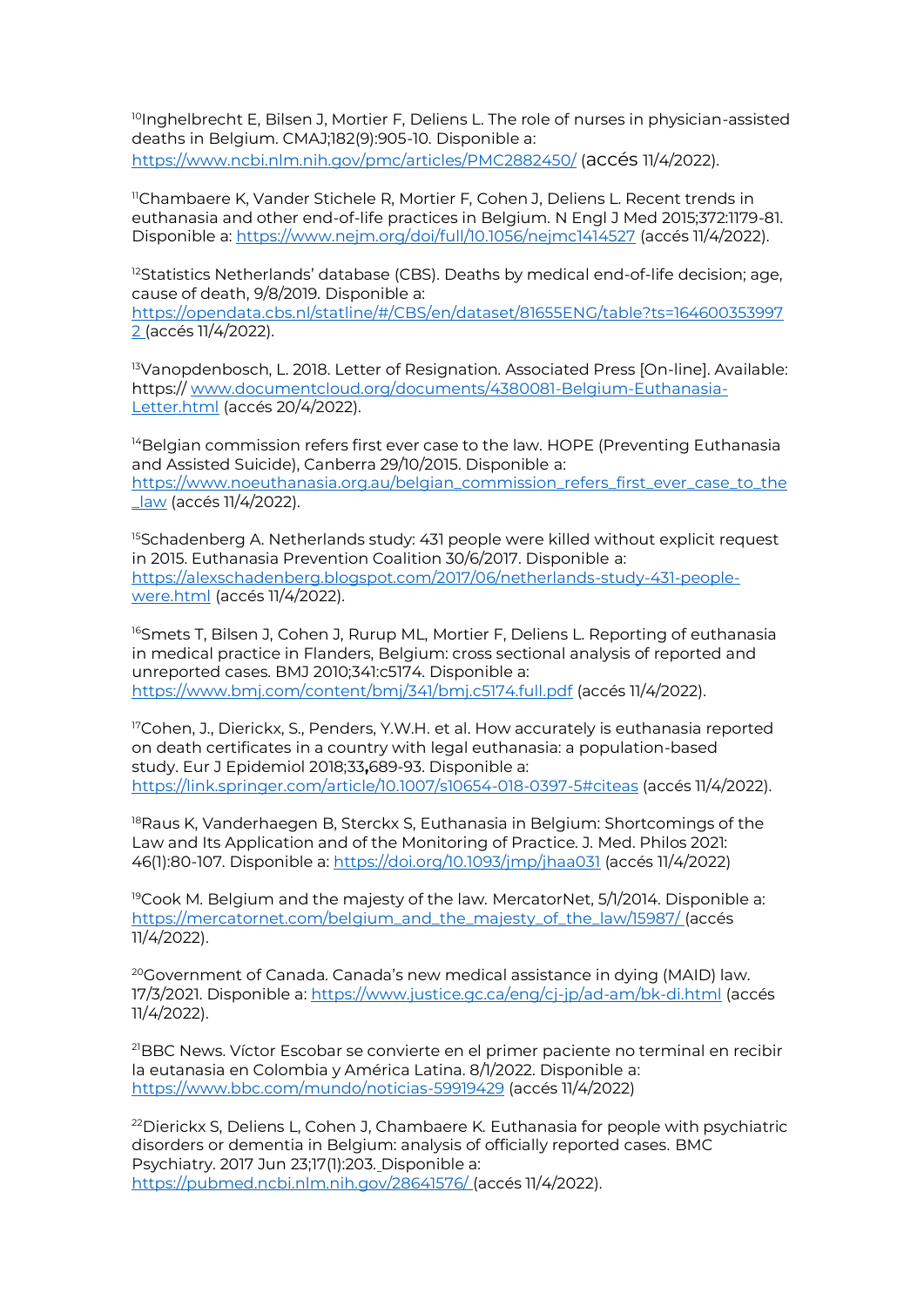[10]Inghelbrecht E, Bilsen J, Mortier F, Deliens L. The role of nurses in physician-assisted deaths in Belgium. CMAJ;182(9):905-10. Disponible a: https://www.ncbi.nlm.nih.gov/pmc/articles/PMC2882450/ (accés 11/4/2022).

[11]Chambaere K, Vander Stichele R, Mortier F, Cohen J, Deliens L. Recent trends in euthanasia and other end-of-life practices in Belgium. N Engl J Med 2015;372:1179-81. Disponible a: https://www.nejm.org/doi/full/10.1056/nejmc1414527 (accés 11/4/2022).

[12]Statistics Netherlands' database (CBS). Deaths by medical end-of-life decision; age, cause of death, 9/8/2019. Disponible a: https://opendata.cbs.nl/statline/#/CBS/en/dataset/81655ENG/table?ts=1646003539972 (accés 11/4/2022).

[13]Vanopdenbosch, L. 2018. Letter of Resignation. Associated Press [On-line]. Available: https:// www.documentcloud.org/documents/4380081-Belgium-Euthanasia-Letter.html (accés 20/4/2022).

[14]Belgian commission refers first ever case to the law. HOPE (Preventing Euthanasia and Assisted Suicide), Canberra 29/10/2015. Disponible a: https://www.noeuthanasia.org.au/belgian_commission_refers_first_ever_case_to_the_law (accés 11/4/2022).

[15]Schadenberg A. Netherlands study: 431 people were killed without explicit request in 2015. Euthanasia Prevention Coalition 30/6/2017. Disponible a: https://alexschadenberg.blogspot.com/2017/06/netherlands-study-431-people-were.html (accés 11/4/2022).

[16]Smets T, Bilsen J, Cohen J, Rurup ML, Mortier F, Deliens L. Reporting of euthanasia in medical practice in Flanders, Belgium: cross sectional analysis of reported and unreported cases. BMJ 2010;341:c5174. Disponible a: https://www.bmj.com/content/bmj/341/bmj.c5174.full.pdf (accés 11/4/2022).

[17]Cohen, J., Dierickx, S., Penders, Y.W.H. et al. How accurately is euthanasia reported on death certificates in a country with legal euthanasia: a population-based study. Eur J Epidemiol 2018;33**,**689-93. Disponible a: https://link.springer.com/article/10.1007/s10654-018-0397-5#citeas (accés 11/4/2022).

[18]Raus K, Vanderhaegen B, Sterckx S, Euthanasia in Belgium: Shortcomings of the Law and Its Application and of the Monitoring of Practice. J. Med. Philos 2021: 46(1):80-107. Disponible a: https://doi.org/10.1093/jmp/jhaa031 (accés 11/4/2022)

[19]Cook M. Belgium and the majesty of the law. MercatorNet, 5/1/2014. Disponible a: https://mercatornet.com/belgium_and_the_majesty_of_the_law/15987/ (accés 11/4/2022).

[20]Government of Canada. Canada's new medical assistance in dying (MAID) law. 17/3/2021. Disponible a: https://www.justice.gc.ca/eng/cj-jp/ad-am/bk-di.html (accés 11/4/2022).

[21]BBC News. Víctor Escobar se convierte en el primer paciente no terminal en recibir la eutanasia en Colombia y América Latina. 8/1/2022. Disponible a: https://www.bbc.com/mundo/noticias-59919429 (accés 11/4/2022)

[22]Dierickx S, Deliens L, Cohen J, Chambaere K. Euthanasia for people with psychiatric disorders or dementia in Belgium: analysis of officially reported cases. BMC Psychiatry. 2017 Jun 23;17(1):203. Disponible a: https://pubmed.ncbi.nlm.nih.gov/28641576/ (accés 11/4/2022).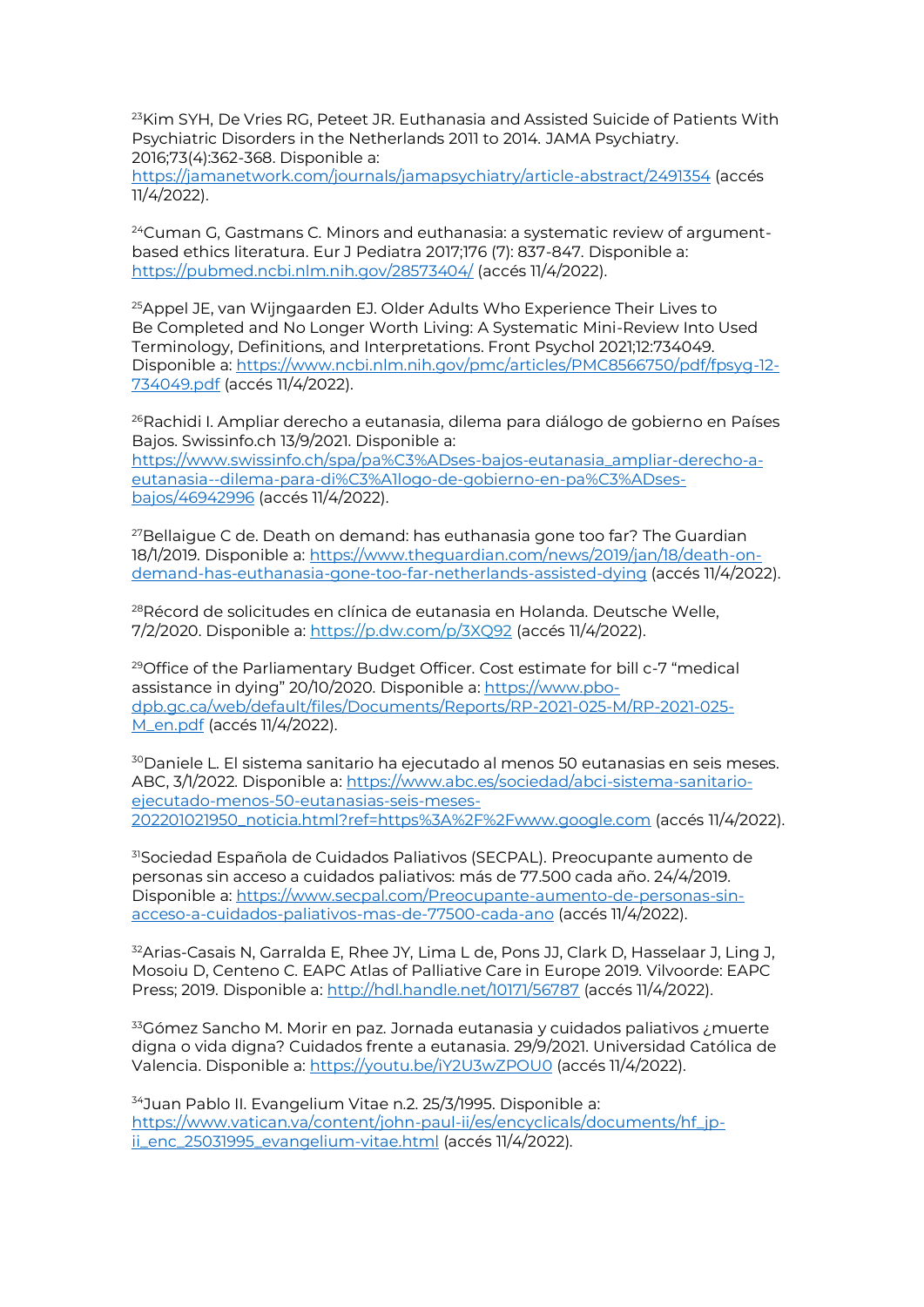[23]Kim SYH, De Vries RG, Peteet JR. Euthanasia and Assisted Suicide of Patients With Psychiatric Disorders in the Netherlands 2011 to 2014. JAMA Psychiatry. 2016;73(4):362-368. Disponible a: https://jamanetwork.com/journals/jamapsychiatry/article-abstract/2491354 (accés 11/4/2022).

[24]Cuman G, Gastmans C. Minors and euthanasia: a systematic review of argument-based ethics literatura. Eur J Pediatra 2017;176 (7): 837-847. Disponible a: https://pubmed.ncbi.nlm.nih.gov/28573404/ (accés 11/4/2022).

[25]Appel JE, van Wijngaarden EJ. Older Adults Who Experience Their Lives to Be Completed and No Longer Worth Living: A Systematic Mini-Review Into Used Terminology, Definitions, and Interpretations. Front Psychol 2021;12:734049. Disponible a: https://www.ncbi.nlm.nih.gov/pmc/articles/PMC8566750/pdf/fpsyg-12-734049.pdf (accés 11/4/2022).

[26]Rachidi I. Ampliar derecho a eutanasia, dilema para diálogo de gobierno en Países Bajos. Swissinfo.ch 13/9/2021. Disponible a: https://www.swissinfo.ch/spa/pa%C3%ADses-bajos-eutanasia_ampliar-derecho-a-eutanasia--dilema-para-di%C3%A1logo-de-gobierno-en-pa%C3%ADses-bajos/46942996 (accés 11/4/2022).

[27]Bellaigue C de. Death on demand: has euthanasia gone too far? The Guardian 18/1/2019. Disponible a: https://www.theguardian.com/news/2019/jan/18/death-on-demand-has-euthanasia-gone-too-far-netherlands-assisted-dying (accés 11/4/2022).

[28]Récord de solicitudes en clínica de eutanasia en Holanda. Deutsche Welle, 7/2/2020. Disponible a: https://p.dw.com/p/3XQ92 (accés 11/4/2022).

[29]Office of the Parliamentary Budget Officer. Cost estimate for bill c-7 "medical assistance in dying" 20/10/2020. Disponible a: https://www.pbo-dpb.gc.ca/web/default/files/Documents/Reports/RP-2021-025-M/RP-2021-025-M_en.pdf (accés 11/4/2022).

[30]Daniele L. El sistema sanitario ha ejecutado al menos 50 eutanasias en seis meses. ABC, 3/1/2022. Disponible a: https://www.abc.es/sociedad/abci-sistema-sanitario-ejecutado-menos-50-eutanasias-seis-meses-202201021950_noticia.html?ref=https%3A%2F%2Fwww.google.com (accés 11/4/2022).

[31]Sociedad Española de Cuidados Paliativos (SECPAL). Preocupante aumento de personas sin acceso a cuidados paliativos: más de 77.500 cada año. 24/4/2019. Disponible a: https://www.secpal.com/Preocupante-aumento-de-personas-sin-acceso-a-cuidados-paliativos-mas-de-77500-cada-ano (accés 11/4/2022).

[32]Arias-Casais N, Garralda E, Rhee JY, Lima L de, Pons JJ, Clark D, Hasselaar J, Ling J, Mosoiu D, Centeno C. EAPC Atlas of Palliative Care in Europe 2019. Vilvoorde: EAPC Press; 2019. Disponible a: http://hdl.handle.net/10171/56787 (accés 11/4/2022).

[33]Gómez Sancho M. Morir en paz. Jornada eutanasia y cuidados paliativos ¿muerte digna o vida digna? Cuidados frente a eutanasia. 29/9/2021. Universidad Católica de Valencia. Disponible a: https://youtu.be/iY2U3wZPOU0 (accés 11/4/2022).

[34]Juan Pablo II. Evangelium Vitae n.2. 25/3/1995. Disponible a: https://www.vatican.va/content/john-paul-ii/es/encyclicals/documents/hf_jp-ii_enc_25031995_evangelium-vitae.html (accés 11/4/2022).